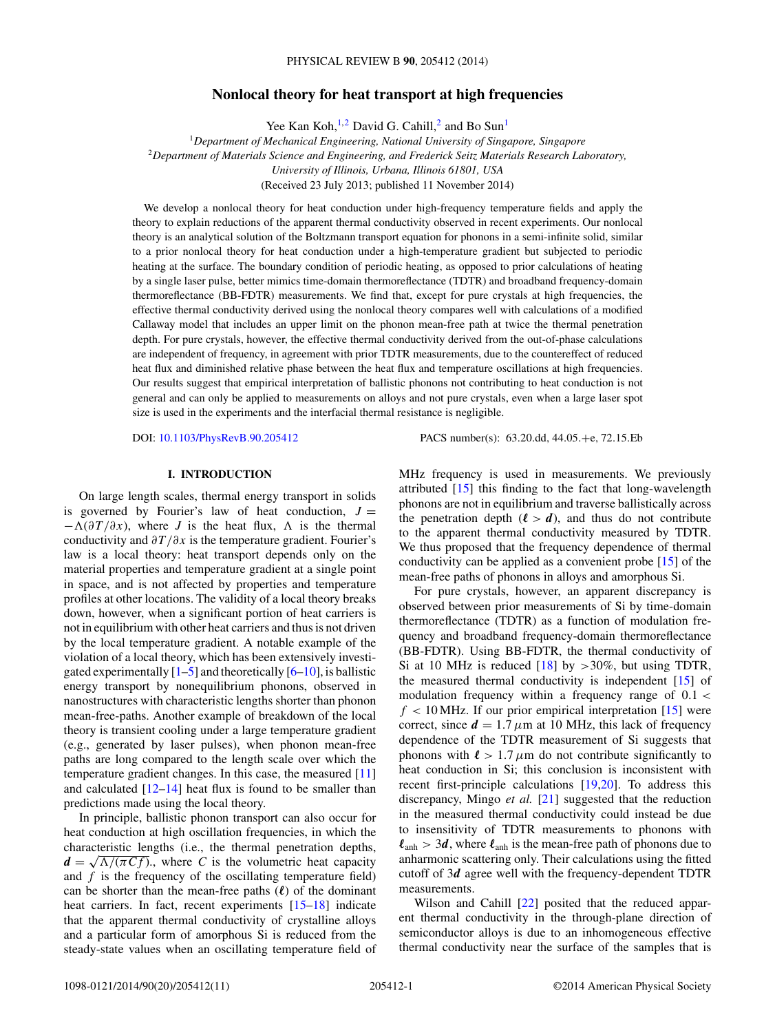# Nonlocal theory for heat transport at high frequencies

Yee Kan Koh,[1,2] David G. Cahill,[2] and Bo Sun[1]

[1]*Department of Mechanical Engineering, National University of Singapore, Singapore*

[2]*Department of Materials Science and Engineering, and Frederick Seitz Materials Research Laboratory, University of Illinois, Urbana, Illinois 61801, USA*

(Received 23 July 2013; published 11 November 2014)

We develop a nonlocal theory for heat conduction under high-frequency temperature fields and apply the theory to explain reductions of the apparent thermal conductivity observed in recent experiments. Our nonlocal theory is an analytical solution of the Boltzmann transport equation for phonons in a semi-infinite solid, similar to a prior nonlocal theory for heat conduction under a high-temperature gradient but subjected to periodic heating at the surface. The boundary condition of periodic heating, as opposed to prior calculations of heating by a single laser pulse, better mimics time-domain thermoreflectance (TDTR) and broadband frequency-domain thermoreflectance (BB-FDTR) measurements. We find that, except for pure crystals at high frequencies, the effective thermal conductivity derived using the nonlocal theory compares well with calculations of a modified Callaway model that includes an upper limit on the phonon mean-free path at twice the thermal penetration depth. For pure crystals, however, the effective thermal conductivity derived from the out-of-phase calculations are independent of frequency, in agreement with prior TDTR measurements, due to the countereffect of reduced heat flux and diminished relative phase between the heat flux and temperature oscillations at high frequencies. Our results suggest that empirical interpretation of ballistic phonons not contributing to heat conduction is not general and can only be applied to measurements on alloys and not pure crystals, even when a large laser spot size is used in the experiments and the interfacial thermal resistance is negligible.

DOI: 10.1103/PhysRevB.90.205412 PACS number(s): 63.20.dd, 44.05.+e, 72.15.Eb

## I. INTRODUCTION

On large length scales, thermal energy transport in solids is governed by Fourier's law of heat conduction, $J = -\Lambda(\partial T/\partial x)$, where $J$ is the heat flux, $\Lambda$ is the thermal conductivity and $\partial T/\partial x$ is the temperature gradient. Fourier's law is a local theory: heat transport depends only on the material properties and temperature gradient at a single point in space, and is not affected by properties and temperature profiles at other locations. The validity of a local theory breaks down, however, when a significant portion of heat carriers is not in equilibrium with other heat carriers and thus is not driven by the local temperature gradient. A notable example of the violation of a local theory, which has been extensively investigated experimentally [1–5] and theoretically [6–10], is ballistic energy transport by nonequilibrium phonons, observed in nanostructures with characteristic lengths shorter than phonon mean-free-paths. Another example of breakdown of the local theory is transient cooling under a large temperature gradient (e.g., generated by laser pulses), when phonon mean-free paths are long compared to the length scale over which the temperature gradient changes. In this case, the measured [11] and calculated [12–14] heat flux is found to be smaller than predictions made using the local theory.

In principle, ballistic phonon transport can also occur for heat conduction at high oscillation frequencies, in which the characteristic lengths (i.e., the thermal penetration depths, $\boldsymbol{d} = \sqrt{\Lambda/(\pi C f)}$., where $C$ is the volumetric heat capacity and $f$ is the frequency of the oscillating temperature field) can be shorter than the mean-free paths ($\boldsymbol{\ell}$) of the dominant heat carriers. In fact, recent experiments [15–18] indicate that the apparent thermal conductivity of crystalline alloys and a particular form of amorphous Si is reduced from the steady-state values when an oscillating temperature field of MHz frequency is used in measurements. We previously attributed [15] this finding to the fact that long-wavelength phonons are not in equilibrium and traverse ballistically across the penetration depth ($\boldsymbol{\ell} > \boldsymbol{d}$), and thus do not contribute to the apparent thermal conductivity measured by TDTR. We thus proposed that the frequency dependence of thermal conductivity can be applied as a convenient probe [15] of the mean-free paths of phonons in alloys and amorphous Si.

For pure crystals, however, an apparent discrepancy is observed between prior measurements of Si by time-domain thermoreflectance (TDTR) as a function of modulation frequency and broadband frequency-domain thermoreflectance (BB-FDTR). Using BB-FDTR, the thermal conductivity of Si at 10 MHz is reduced [18] by >30%, but using TDTR, the measured thermal conductivity is independent [15] of modulation frequency within a frequency range of $0.1 < f < 10$ MHz. If our prior empirical interpretation [15] were correct, since $\boldsymbol{d} = 1.7\,\mu$m at 10 MHz, this lack of frequency dependence of the TDTR measurement of Si suggests that phonons with $\boldsymbol{\ell} > 1.7\,\mu$m do not contribute significantly to heat conduction in Si; this conclusion is inconsistent with recent first-principle calculations [19,20]. To address this discrepancy, Mingo *et al.* [21] suggested that the reduction in the measured thermal conductivity could instead be due to insensitivity of TDTR measurements to phonons with $\boldsymbol{\ell}_{\text{anh}} > 3\boldsymbol{d}$, where $\boldsymbol{\ell}_{\text{anh}}$ is the mean-free path of phonons due to anharmonic scattering only. Their calculations using the fitted cutoff of $3\boldsymbol{d}$ agree well with the frequency-dependent TDTR measurements.

Wilson and Cahill [22] posited that the reduced apparent thermal conductivity in the through-plane direction of semiconductor alloys is due to an inhomogeneous effective thermal conductivity near the surface of the samples that is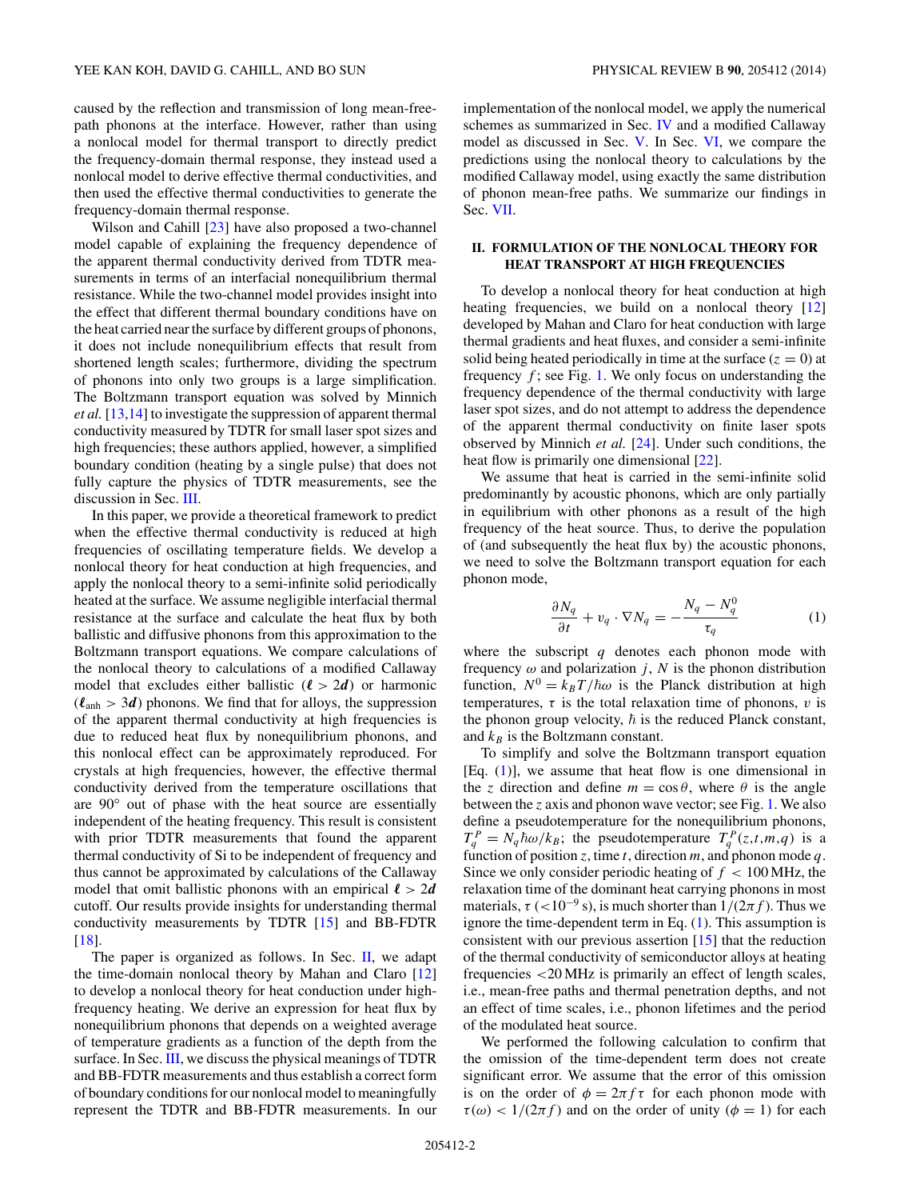caused by the reflection and transmission of long mean-free-path phonons at the interface. However, rather than using a nonlocal model for thermal transport to directly predict the frequency-domain thermal response, they instead used a nonlocal model to derive effective thermal conductivities, and then used the effective thermal conductivities to generate the frequency-domain thermal response.

Wilson and Cahill [23] have also proposed a two-channel model capable of explaining the frequency dependence of the apparent thermal conductivity derived from TDTR measurements in terms of an interfacial nonequilibrium thermal resistance. While the two-channel model provides insight into the effect that different thermal boundary conditions have on the heat carried near the surface by different groups of phonons, it does not include nonequilibrium effects that result from shortened length scales; furthermore, dividing the spectrum of phonons into only two groups is a large simplification. The Boltzmann transport equation was solved by Minnich *et al.* [13,14] to investigate the suppression of apparent thermal conductivity measured by TDTR for small laser spot sizes and high frequencies; these authors applied, however, a simplified boundary condition (heating by a single pulse) that does not fully capture the physics of TDTR measurements, see the discussion in Sec. III.

In this paper, we provide a theoretical framework to predict when the effective thermal conductivity is reduced at high frequencies of oscillating temperature fields. We develop a nonlocal theory for heat conduction at high frequencies, and apply the nonlocal theory to a semi-infinite solid periodically heated at the surface. We assume negligible interfacial thermal resistance at the surface and calculate the heat flux by both ballistic and diffusive phonons from this approximation to the Boltzmann transport equations. We compare calculations of the nonlocal theory to calculations of a modified Callaway model that excludes either ballistic ($\boldsymbol{\ell} > 2\boldsymbol{d}$) or harmonic ($\boldsymbol{\ell}_{\text{anh}} > 3\boldsymbol{d}$) phonons. We find that for alloys, the suppression of the apparent thermal conductivity at high frequencies is due to reduced heat flux by nonequilibrium phonons, and this nonlocal effect can be approximately reproduced. For crystals at high frequencies, however, the effective thermal conductivity derived from the temperature oscillations that are 90° out of phase with the heat source are essentially independent of the heating frequency. This result is consistent with prior TDTR measurements that found the apparent thermal conductivity of Si to be independent of frequency and thus cannot be approximated by calculations of the Callaway model that omit ballistic phonons with an empirical $\ell > 2d$ cutoff. Our results provide insights for understanding thermal conductivity measurements by TDTR [15] and BB-FDTR [18].

The paper is organized as follows. In Sec. II, we adapt the time-domain nonlocal theory by Mahan and Claro [12] to develop a nonlocal theory for heat conduction under high-frequency heating. We derive an expression for heat flux by nonequilibrium phonons that depends on a weighted average of temperature gradients as a function of the depth from the surface. In Sec. III, we discuss the physical meanings of TDTR and BB-FDTR measurements and thus establish a correct form of boundary conditions for our nonlocal model to meaningfully represent the TDTR and BB-FDTR measurements. In our implementation of the nonlocal model, we apply the numerical schemes as summarized in Sec. IV and a modified Callaway model as discussed in Sec. V. In Sec. VI, we compare the predictions using the nonlocal theory to calculations by the modified Callaway model, using exactly the same distribution of phonon mean-free paths. We summarize our findings in Sec. VII.

## II. FORMULATION OF THE NONLOCAL THEORY FOR HEAT TRANSPORT AT HIGH FREQUENCIES

To develop a nonlocal theory for heat conduction at high heating frequencies, we build on a nonlocal theory [12] developed by Mahan and Claro for heat conduction with large thermal gradients and heat fluxes, and consider a semi-infinite solid being heated periodically in time at the surface ($z = 0$) at frequency $f$; see Fig. 1. We only focus on understanding the frequency dependence of the thermal conductivity with large laser spot sizes, and do not attempt to address the dependence of the apparent thermal conductivity on finite laser spots observed by Minnich *et al.* [24]. Under such conditions, the heat flow is primarily one dimensional [22].

We assume that heat is carried in the semi-infinite solid predominantly by acoustic phonons, which are only partially in equilibrium with other phonons as a result of the high frequency of the heat source. Thus, to derive the population of (and subsequently the heat flux by) the acoustic phonons, we need to solve the Boltzmann transport equation for each phonon mode,

$$\frac{\partial N_q}{\partial t} + v_q \cdot \nabla N_q = -\frac{N_q - N_q^0}{\tau_q} \tag{1}$$

where the subscript $q$ denotes each phonon mode with frequency $\omega$ and polarization $j$, $N$ is the phonon distribution function, $N^0 = k_B T/\hbar\omega$ is the Planck distribution at high temperatures, $\tau$ is the total relaxation time of phonons, $v$ is the phonon group velocity, $\hbar$ is the reduced Planck constant, and $k_B$ is the Boltzmann constant.

To simplify and solve the Boltzmann transport equation [Eq. (1)], we assume that heat flow is one dimensional in the $z$ direction and define $m = \cos\theta$, where $\theta$ is the angle between the $z$ axis and phonon wave vector; see Fig. 1. We also define a pseudotemperature for the nonequilibrium phonons, $T_q^P = N_q \hbar\omega/k_B$; the pseudotemperature $T_q^P(z,t,m,q)$ is a function of position $z$, time $t$, direction $m$, and phonon mode $q$. Since we only consider periodic heating of $f < 100$ MHz, the relaxation time of the dominant heat carrying phonons in most materials, $\tau$ ($<10^{-9}$ s), is much shorter than $1/(2\pi f)$. Thus we ignore the time-dependent term in Eq. (1). This assumption is consistent with our previous assertion [15] that the reduction of the thermal conductivity of semiconductor alloys at heating frequencies <20 MHz is primarily an effect of length scales, i.e., mean-free paths and thermal penetration depths, and not an effect of time scales, i.e., phonon lifetimes and the period of the modulated heat source.

We performed the following calculation to confirm that the omission of the time-dependent term does not create significant error. We assume that the error of this omission is on the order of $\phi = 2\pi f \tau$ for each phonon mode with $\tau(\omega) < 1/(2\pi f)$ and on the order of unity ($\phi = 1$) for each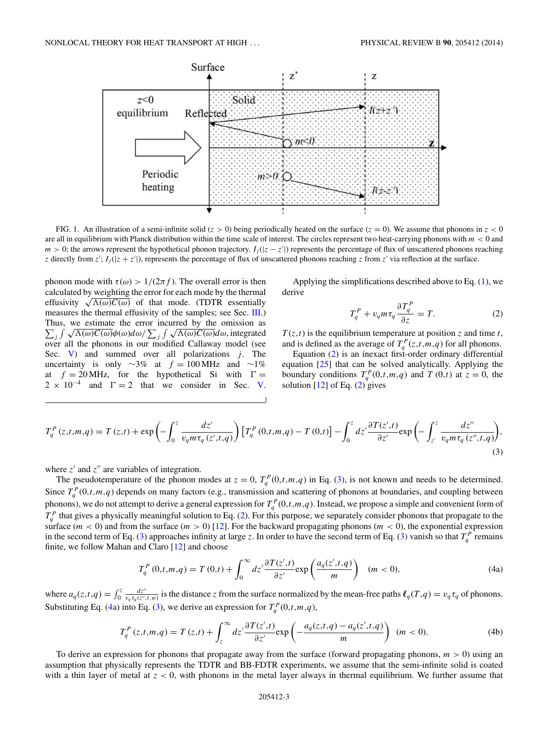FIG. 1. An illustration of a semi-infinite solid ($z > 0$) being periodically heated on the surface ($z = 0$). We assume that phonons in $z < 0$ are all in equilibrium with Planck distribution within the time scale of interest. The circles represent two heat-carrying phonons with $m < 0$ and $m > 0$; the arrows represent the hypothetical phonon trajectory. $I_j(|z - z'|)$ represents the percentage of flux of unscattered phonons reaching $z$ directly from $z'$; $I_j(|z + z'|)$, represents the percentage of flux of unscattered phonons reaching $z$ from $z'$ via reflection at the surface.

phonon mode with $\tau(\omega) > 1/(2\pi f)$. The overall error is then calculated by weighting the error for each mode by the thermal effusivity $\sqrt{\Lambda(\omega)C(\omega)}$ of that mode. (TDTR essentially measures the thermal effusivity of the samples; see Sec. III.) Thus, we estimate the error incurred by the omission as $\sum_j \int \sqrt{\Lambda(\omega)C(\omega)}\phi(\omega)d\omega / \sum_j \int \sqrt{\Lambda(\omega)C(\omega)}d\omega$, integrated over all the phonons in our modified Callaway model (see Sec. V) and summed over all polarizations $j$. The uncertainty is only $\sim 3\%$ at $f = 100$ MHz and $\sim 1\%$ at $f = 20$ MHz, for the hypothetical Si with $\Gamma = 2 \times 10^{-4}$ and $\Gamma = 2$ that we consider in Sec. V.

Applying the simplifications described above to Eq. (1), we derive

$$T_q^P + v_q m \tau_q \frac{\partial T_q^P}{\partial z} = T. \tag{2}$$

$T(z,t)$ is the equilibrium temperature at position $z$ and time $t$, and is defined as the average of $T_q^P(z,t,m,q)$ for all phonons.

Equation (2) is an inexact first-order ordinary differential equation [25] that can be solved analytically. Applying the boundary conditions $T_q^P(0,t,m,q)$ and $T(0,t)$ at $z = 0$, the solution [12] of Eq. (2) gives

$$T_q^P(z,t,m,q) = T(z,t) + \exp\left(-\int_0^z \frac{dz'}{v_q m \tau_q(z',t,q)}\right)\left[T_q^P(0,t,m,q) - T(0,t)\right] - \int_0^z dz' \frac{\partial T(z',t)}{\partial z'} \exp\left(-\int_{z'}^z \frac{dz''}{v_q m \tau_q(z'',t,q)}\right), \tag{3}$$

where $z'$ and $z''$ are variables of integration.

The pseudotemperature of the phonon modes at $z = 0$, $T_q^P(0,t,m,q)$ in Eq. (3), is not known and needs to be determined. Since $T_q^P(0,t,m,q)$ depends on many factors (e.g., transmission and scattering of phonons at boundaries, and coupling between phonons), we do not attempt to derive a general expression for $T_q^P(0,t,m,q)$. Instead, we propose a simple and convenient form of $T_q^P$ that gives a physically meaningful solution to Eq. (2). For this purpose, we separately consider phonons that propagate to the surface ($m < 0$) and from the surface ($m > 0$) [12]. For the backward propagating phonons ($m < 0$), the exponential expression in the second term of Eq. (3) approaches infinity at large $z$. In order to have the second term of Eq. (3) vanish so that $T_q^P$ remains finite, we follow Mahan and Claro [12] and choose

$$T_q^P(0,t,m,q) = T(0,t) + \int_0^\infty dz' \frac{\partial T(z',t)}{\partial z'} \exp\left(\frac{a_q(z',t,q)}{m}\right) \quad (m < 0), \tag{4a}$$

where $a_q(z,t,q) = \int_0^z \frac{dz''}{v_q \tau_q(z'',t,w)}$ is the distance $z$ from the surface normalized by the mean-free paths $\ell_q(T,q) = v_q \tau_q$ of phonons. Substituting Eq. (4a) into Eq. (3), we derive an expression for $T_q^P(0,t,m,q)$,

$$T_q^P(z,t,m,q) = T(z,t) + \int_z^\infty dz' \frac{\partial T(z',t)}{\partial z'} \exp\left(-\frac{a_q(z,t,q) - a_q(z',t,q)}{m}\right) \quad (m < 0). \tag{4b}$$

To derive an expression for phonons that propagate away from the surface (forward propagating phonons, $m > 0$) using an assumption that physically represents the TDTR and BB-FDTR experiments, we assume that the semi-infinite solid is coated with a thin layer of metal at $z < 0$, with phonons in the metal layer always in thermal equilibrium. We further assume that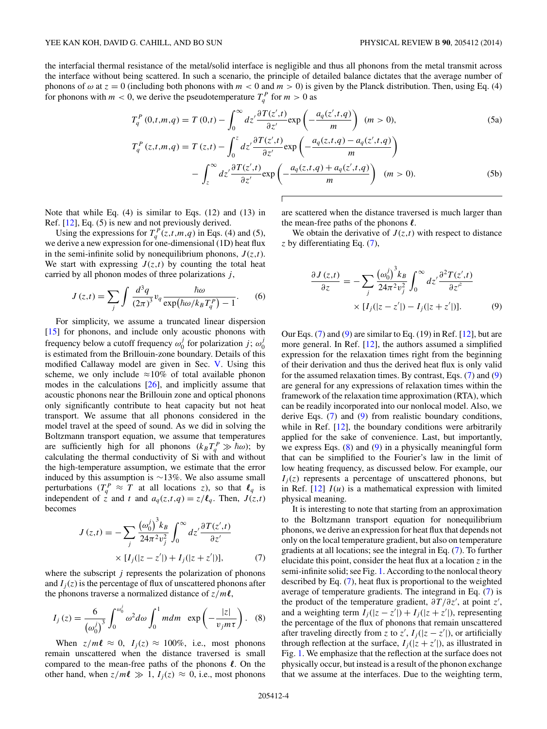the interfacial thermal resistance of the metal/solid interface is negligible and thus all phonons from the metal transmit across the interface without being scattered. In such a scenario, the principle of detailed balance dictates that the average number of phonons of $\omega$ at $z = 0$ (including both phonons with $m < 0$ and $m > 0$) is given by the Planck distribution. Then, using Eq. (4) for phonons with $m < 0$, we derive the pseudotemperature $T_q^P$ for $m > 0$ as

$$T_q^P(0,t,m,q) = T(0,t) - \int_0^\infty dz' \frac{\partial T(z',t)}{\partial z'} \exp\left(-\frac{a_q(z',t,q)}{m}\right) \quad (m > 0), \tag{5a}$$

$$T_q^P(z,t,m,q) = T(z,t) - \int_0^z dz' \frac{\partial T(z',t)}{\partial z'} \exp\left(-\frac{a_q(z,t,q) - a_q(z',t,q)}{m}\right) - \int_z^\infty dz' \frac{\partial T(z',t)}{\partial z'} \exp\left(-\frac{a_q(z,t,q) + a_q(z',t,q)}{m}\right) \quad (m > 0). \tag{5b}$$

Note that while Eq. (4) is similar to Eqs. (12) and (13) in Ref. [12], Eq. (5) is new and not previously derived.

Using the expressions for $T_q^P(z,t,m,q)$ in Eqs. (4) and (5), we derive a new expression for one-dimensional (1D) heat flux in the semi-infinite solid by nonequilibrium phonons, $J(z,t)$. We start with expressing $J(z,t)$ by counting the total heat carried by all phonon modes of three polarizations $j$,

$$J(z,t) = \sum_j \int \frac{d^3q}{(2\pi)^3} v_q \frac{\hbar\omega}{\exp(\hbar\omega/k_B T_q^P) - 1}. \tag{6}$$

For simplicity, we assume a truncated linear dispersion [15] for phonons, and include only acoustic phonons with frequency below a cutoff frequency $\omega_0^j$ for polarization $j$; $\omega_0^j$ is estimated from the Brillouin-zone boundary. Details of this modified Callaway model are given in Sec. V. Using this scheme, we only include $\approx$10% of total available phonon modes in the calculations [26], and implicitly assume that acoustic phonons near the Brillouin zone and optical phonons only significantly contribute to heat capacity but not heat transport. We assume that all phonons considered in the model travel at the speed of sound. As we did in solving the Boltzmann transport equation, we assume that temperatures are sufficiently high for all phonons ($k_B T_q^P \gg \hbar\omega$); by calculating the thermal conductivity of Si with and without the high-temperature assumption, we estimate that the error induced by this assumption is $\sim$13%. We also assume small perturbations ($T_q^P \approx T$ at all locations $z$), so that $\boldsymbol{\ell}_q$ is independent of $z$ and $t$ and $a_q(z,t,q) = z/\boldsymbol{\ell}_q$. Then, $J(z,t)$ becomes

$$J(z,t) = -\sum_j \frac{\left(\omega_0^j\right)^3 k_B}{24\pi^2 v_j^2} \int_0^\infty dz' \frac{\partial T(z',t)}{\partial z'} \times [I_j(|z - z'|) + I_j(|z + z'|)], \tag{7}$$

where the subscript $j$ represents the polarization of phonons and $I_j(z)$ is the percentage of flux of unscattered phonons after the phonons traverse a normalized distance of $z/m\boldsymbol{\ell}$,

$$I_j(z) = \frac{6}{\left(\omega_0^j\right)^3} \int_0^{\omega_0^j} \omega^2 d\omega \int_0^1 m dm \, \exp\left(-\frac{|z|}{v_j m \tau}\right). \tag{8}$$

When $z/m\boldsymbol{\ell} \approx 0$, $I_j(z) \approx 100\%$, i.e., most phonons remain unscattered when the distance traversed is small compared to the mean-free paths of the phonons $\boldsymbol{\ell}$. On the other hand, when $z/m\boldsymbol{\ell} \gg 1$, $I_j(z) \approx 0$, i.e., most phonons are scattered when the distance traversed is much larger than the mean-free paths of the phonons $\boldsymbol{\ell}$.

We obtain the derivative of $J(z,t)$ with respect to distance $z$ by differentiating Eq. (7),

$$\frac{\partial J(z,t)}{\partial z} = -\sum_j \frac{\left(\omega_0^j\right)^3 k_B}{24\pi^2 v_j^2} \int_0^\infty dz' \frac{\partial^2 T(z',t)}{\partial z'^2} \times [I_j(|z - z'|) - I_j(|z + z'|)]. \tag{9}$$

Our Eqs. (7) and (9) are similar to Eq. (19) in Ref. [12], but are more general. In Ref. [12], the authors assumed a simplified expression for the relaxation times right from the beginning of their derivation and thus the derived heat flux is only valid for the assumed relaxation times. By contrast, Eqs. (7) and (9) are general for any expressions of relaxation times within the framework of the relaxation time approximation (RTA), which can be readily incorporated into our nonlocal model. Also, we derive Eqs. (7) and (9) from realistic boundary conditions, while in Ref. [12], the boundary conditions were arbitrarily applied for the sake of convenience. Last, but importantly, we express Eqs. (8) and (9) in a physically meaningful form that can be simplified to the Fourier's law in the limit of low heating frequency, as discussed below. For example, our $I_j(z)$ represents a percentage of unscattered phonons, but in Ref. [12] $I(u)$ is a mathematical expression with limited physical meaning.

It is interesting to note that starting from an approximation to the Boltzmann transport equation for nonequilibrium phonons, we derive an expression for heat flux that depends not only on the local temperature gradient, but also on temperature gradients at all locations; see the integral in Eq. (7). To further elucidate this point, consider the heat flux at a location $z$ in the semi-infinite solid; see Fig. 1. According to the nonlocal theory described by Eq. (7), heat flux is proportional to the weighted average of temperature gradients. The integrand in Eq. (7) is the product of the temperature gradient, $\partial T/\partial z'$, at point $z'$, and a weighting term $I_j(|z - z'|) + I_j(|z + z'|)$, representing the percentage of the flux of phonons that remain unscattered after traveling directly from $z$ to $z'$, $I_j(|z - z'|)$, or artificially through reflection at the surface, $I_j(|z + z'|)$, as illustrated in Fig. 1. We emphasize that the reflection at the surface does not physically occur, but instead is a result of the phonon exchange that we assume at the interfaces. Due to the weighting term,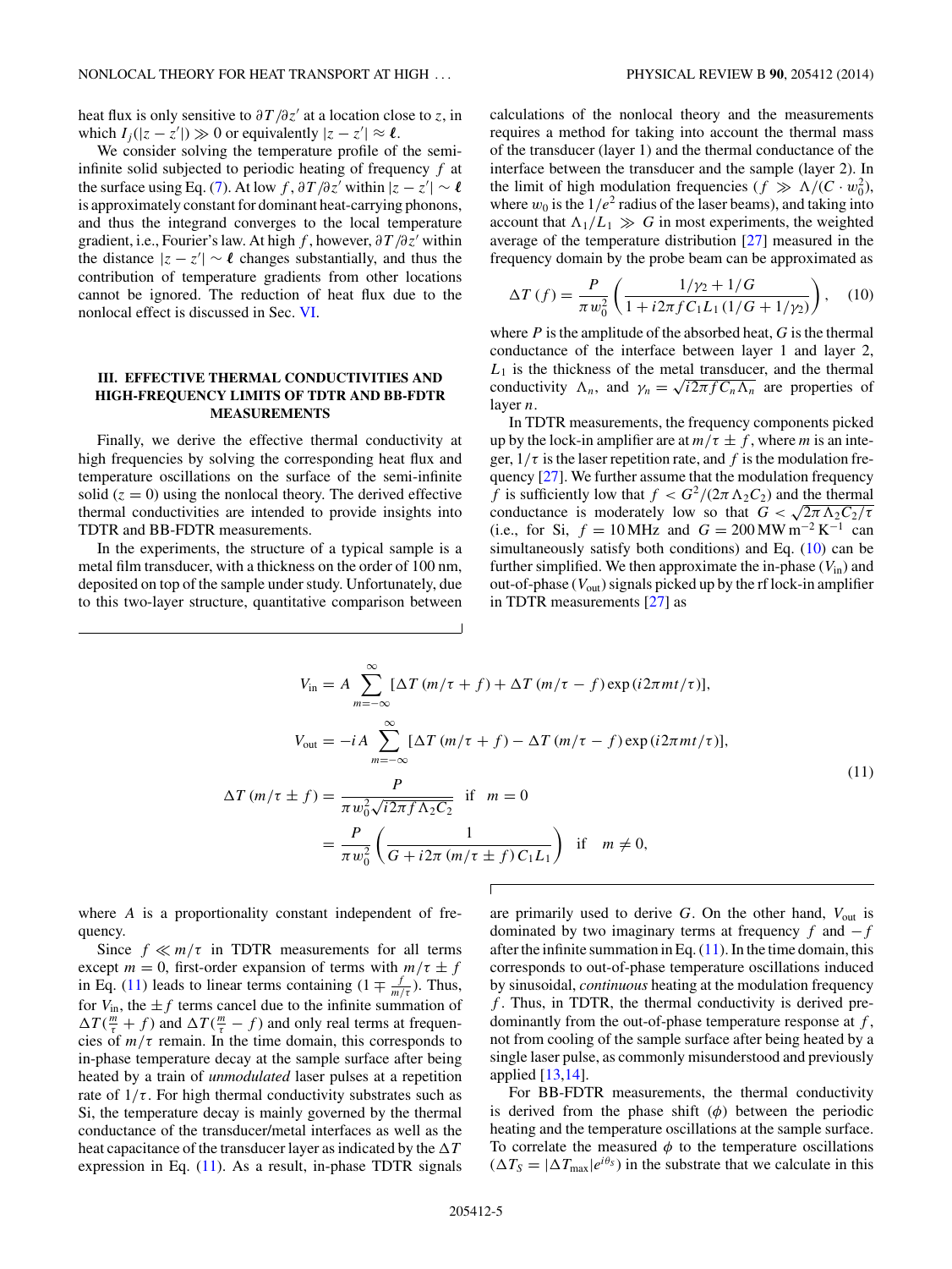heat flux is only sensitive to $\partial T/\partial z'$ at a location close to $z$, in which $I_j(|z-z'|) \gg 0$ or equivalently $|z-z'| \approx \boldsymbol{\ell}$.

We consider solving the temperature profile of the semi-infinite solid subjected to periodic heating of frequency $f$ at the surface using Eq. (7). At low $f$, $\partial T/\partial z'$ within $|z-z'| \sim \boldsymbol{\ell}$ is approximately constant for dominant heat-carrying phonons, and thus the integrand converges to the local temperature gradient, i.e., Fourier's law. At high $f$, however, $\partial T/\partial z'$ within the distance $|z-z'| \sim \boldsymbol{\ell}$ changes substantially, and thus the contribution of temperature gradients from other locations cannot be ignored. The reduction of heat flux due to the nonlocal effect is discussed in Sec. VI.

## III. EFFECTIVE THERMAL CONDUCTIVITIES AND HIGH-FREQUENCY LIMITS OF TDTR AND BB-FDTR MEASUREMENTS

Finally, we derive the effective thermal conductivity at high frequencies by solving the corresponding heat flux and temperature oscillations on the surface of the semi-infinite solid ($z = 0$) using the nonlocal theory. The derived effective thermal conductivities are intended to provide insights into TDTR and BB-FDTR measurements.

In the experiments, the structure of a typical sample is a metal film transducer, with a thickness on the order of 100 nm, deposited on top of the sample under study. Unfortunately, due to this two-layer structure, quantitative comparison between calculations of the nonlocal theory and the measurements requires a method for taking into account the thermal mass of the transducer (layer 1) and the thermal conductance of the interface between the transducer and the sample (layer 2). In the limit of high modulation frequencies ($f \gg \Lambda/(C \cdot w_0^2)$, where $w_0$ is the $1/e^2$ radius of the laser beams), and taking into account that $\Lambda_1/L_1 \gg G$ in most experiments, the weighted average of the temperature distribution [27] measured in the frequency domain by the probe beam can be approximated as

$$\Delta T(f) = \frac{P}{\pi w_0^2}\left(\frac{1/\gamma_2 + 1/G}{1 + i2\pi f C_1 L_1 (1/G + 1/\gamma_2)}\right), \quad (10)$$

where $P$ is the amplitude of the absorbed heat, $G$ is the thermal conductance of the interface between layer 1 and layer 2, $L_1$ is the thickness of the metal transducer, and the thermal conductivity $\Lambda_n$, and $\gamma_n = \sqrt{i2\pi f C_n \Lambda_n}$ are properties of layer $n$.

In TDTR measurements, the frequency components picked up by the lock-in amplifier are at $m/\tau \pm f$, where $m$ is an integer, $1/\tau$ is the laser repetition rate, and $f$ is the modulation frequency [27]. We further assume that the modulation frequency $f$ is sufficiently low that $f < G^2/(2\pi \Lambda_2 C_2)$ and the thermal conductance is moderately low so that $G < \sqrt{2\pi \Lambda_2 C_2/\tau}$ (i.e., for Si, $f = 10\,\text{MHz}$ and $G = 200\,\text{MW}\,\text{m}^{-2}\,\text{K}^{-1}$ can simultaneously satisfy both conditions) and Eq. (10) can be further simplified. We then approximate the in-phase ($V_{\text{in}}$) and out-of-phase ($V_{\text{out}}$) signals picked up by the rf lock-in amplifier in TDTR measurements [27] as

$$
\begin{aligned}
V_{\text{in}} &= A\sum_{m=-\infty}^{\infty}[\Delta T(m/\tau + f) + \Delta T(m/\tau - f)\exp(i2\pi m t/\tau)],\\
V_{\text{out}} &= -iA\sum_{m=-\infty}^{\infty}[\Delta T(m/\tau + f) - \Delta T(m/\tau - f)\exp(i2\pi m t/\tau)],\\
\Delta T(m/\tau \pm f) &= \frac{P}{\pi w_0^2\sqrt{i2\pi f \Lambda_2 C_2}} \quad \text{if} \quad m = 0\\
&= \frac{P}{\pi w_0^2}\left(\frac{1}{G + i2\pi(m/\tau \pm f)C_1 L_1}\right) \quad \text{if} \quad m \neq 0,
\end{aligned}
\quad (11)
$$

where $A$ is a proportionality constant independent of frequency.

Since $f \ll m/\tau$ in TDTR measurements for all terms except $m = 0$, first-order expansion of terms with $m/\tau \pm f$ in Eq. (11) leads to linear terms containing $(1 \mp \frac{f}{m/\tau})$. Thus, for $V_{\text{in}}$, the $\pm f$ terms cancel due to the infinite summation of $\Delta T(\frac{m}{\tau} + f)$ and $\Delta T(\frac{m}{\tau} - f)$ and only real terms at frequencies of $m/\tau$ remain. In the time domain, this corresponds to in-phase temperature decay at the sample surface after being heated by a train of *unmodulated* laser pulses at a repetition rate of $1/\tau$. For high thermal conductivity substrates such as Si, the temperature decay is mainly governed by the thermal conductance of the transducer/metal interfaces as well as the heat capacitance of the transducer layer as indicated by the $\Delta T$ expression in Eq. (11). As a result, in-phase TDTR signals are primarily used to derive $G$. On the other hand, $V_{\text{out}}$ is dominated by two imaginary terms at frequency $f$ and $-f$ after the infinite summation in Eq. (11). In the time domain, this corresponds to out-of-phase temperature oscillations induced by sinusoidal, *continuous* heating at the modulation frequency $f$. Thus, in TDTR, the thermal conductivity is derived predominantly from the out-of-phase temperature response at $f$, not from cooling of the sample surface after being heated by a single laser pulse, as commonly misunderstood and previously applied [13,14].

For BB-FDTR measurements, the thermal conductivity is derived from the phase shift ($\phi$) between the periodic heating and the temperature oscillations at the sample surface. To correlate the measured $\phi$ to the temperature oscillations ($\Delta T_S = |\Delta T_{\max}|e^{i\theta_S}$) in the substrate that we calculate in this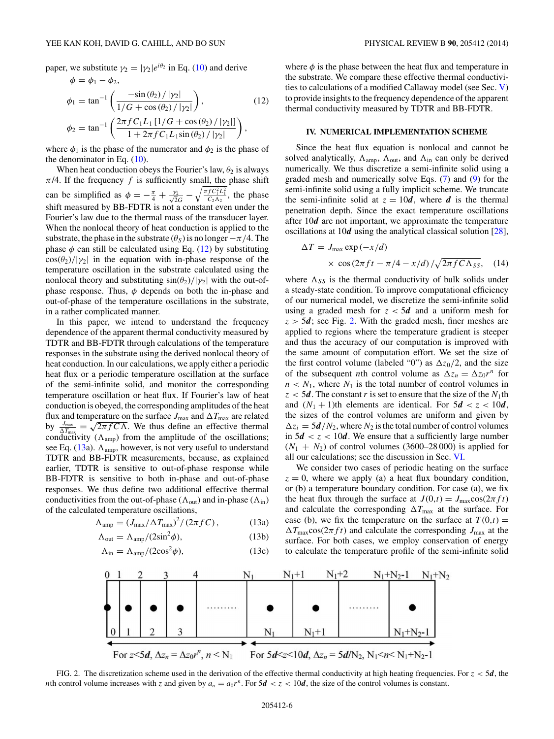paper, we substitute $\gamma_2 = |\gamma_2| e^{i\theta_2}$ in Eq. (10) and derive

$$\phi = \phi_1 - \phi_2,$$

$$\phi_1 = \tan^{-1}\left(\frac{-\sin(\theta_2)/|\gamma_2|}{1/G + \cos(\theta_2)/|\gamma_2|}\right), \tag{12}$$

$$\phi_2 = \tan^{-1}\left(\frac{2\pi f C_1 L_1 \left[1/G + \cos(\theta_2)/|\gamma_2|\right]}{1 + 2\pi f C_1 L_1 \sin(\theta_2)/|\gamma_2|}\right),$$

where $\phi_1$ is the phase of the numerator and $\phi_2$ is the phase of the denominator in Eq. (10).

When heat conduction obeys the Fourier's law, $\theta_2$ is always $\pi/4$. If the frequency $f$ is sufficiently small, the phase shift can be simplified as $\phi = -\frac{\pi}{4} + \frac{\gamma_2}{\sqrt{2}G} - \sqrt{\frac{\pi f C_1^2 L_1^2}{C_2 \Lambda_2}}$, the phase shift measured by BB-FDTR is not a constant even under the Fourier's law due to the thermal mass of the transducer layer. When the nonlocal theory of heat conduction is applied to the substrate, the phase in the substrate ($\theta_S$) is no longer $-\pi/4$. The phase $\phi$ can still be calculated using Eq. (12) by substituting $\cos(\theta_2)/|\gamma_2|$ in the equation with in-phase response of the temperature oscillation in the substrate calculated using the nonlocal theory and substituting $\sin(\theta_2)/|\gamma_2|$ with the out-of-phase response. Thus, $\phi$ depends on both the in-phase and out-of-phase response of the temperature oscillations in the substrate, in a rather complicated manner.

In this paper, we intend to understand the frequency dependence of the apparent thermal conductivity measured by TDTR and BB-FDTR through calculations of the temperature responses in the substrate using the derived nonlocal theory of heat conduction. In our calculations, we apply either a periodic heat flux or a periodic temperature oscillation at the surface of the semi-infinite solid, and monitor the corresponding temperature oscillation or heat flux. If Fourier's law of heat conduction is obeyed, the corresponding amplitudes of the heat flux and temperature on the surface $J_{\max}$ and $\Delta T_{\max}$ are related by $\frac{J_{\max}}{\Delta T_{\max}} = \sqrt{2\pi f C \Lambda}$. We thus define an effective thermal conductivity ($\Lambda_{\text{amp}}$) from the amplitude of the oscillations; see Eq. (13a). $\Lambda_{\text{amp}}$, however, is not very useful to understand TDTR and BB-FDTR measurements, because, as explained earlier, TDTR is sensitive to out-of-phase response while BB-FDTR is sensitive to both in-phase and out-of-phase responses. We thus define two additional effective thermal conductivities from the out-of-phase ($\Lambda_{\text{out}}$) and in-phase ($\Lambda_{\text{in}}$) of the calculated temperature oscillations,

$$\Lambda_{\text{amp}} = (J_{\max}/\Delta T_{\max})^2/(2\pi f C), \tag{13a}$$

$$\Lambda_{\text{out}} = \Lambda_{\text{amp}}/(2\sin^2\phi), \tag{13b}$$

$$\Lambda_{\text{in}} = \Lambda_{\text{amp}}/(2\cos^2\phi), \tag{13c}$$

where $\phi$ is the phase between the heat flux and temperature in the substrate. We compare these effective thermal conductivities to calculations of a modified Callaway model (see Sec. V) to provide insights to the frequency dependence of the apparent thermal conductivity measured by TDTR and BB-FDTR.

## IV. NUMERICAL IMPLEMENTATION SCHEME

Since the heat flux equation is nonlocal and cannot be solved analytically, $\Lambda_{\text{amp}}$, $\Lambda_{\text{out}}$, and $\Lambda_{\text{in}}$ can only be derived numerically. We thus discretize a semi-infinite solid using a graded mesh and numerically solve Eqs. (7) and (9) for the semi-infinite solid using a fully implicit scheme. We truncate the semi-infinite solid at $z = 10\boldsymbol{d}$, where $\boldsymbol{d}$ is the thermal penetration depth. Since the exact temperature oscillations after $10\boldsymbol{d}$ are not important, we approximate the temperature oscillations at $10\boldsymbol{d}$ using the analytical classical solution [28],

$$\Delta T = J_{\max} \exp(-x/d) \times \cos(2\pi f t - \pi/4 - x/d)/\sqrt{2\pi f C \Lambda_{SS}}, \tag{14}$$

where $\Lambda_{SS}$ is the thermal conductivity of bulk solids under a steady-state condition. To improve computational efficiency of our numerical model, we discretize the semi-infinite solid using a graded mesh for $z < 5\boldsymbol{d}$ and a uniform mesh for $z > 5\boldsymbol{d}$; see Fig. 2. With the graded mesh, finer meshes are applied to regions where the temperature gradient is steeper and thus the accuracy of our computation is improved with the same amount of computation effort. We set the size of the first control volume (labeled "0") as $\Delta z_0/2$, and the size of the subsequent $n$th control volume as $\Delta z_n = \Delta z_0 r^n$ for $n < N_1$, where $N_1$ is the total number of control volumes in $z < 5\boldsymbol{d}$. The constant $r$ is set to ensure that the size of the $N_1$th and $(N_1 + 1)$th elements are identical. For $5\boldsymbol{d} < z < 10\boldsymbol{d}$, the sizes of the control volumes are uniform and given by $\Delta z_i = 5\boldsymbol{d}/N_2$, where $N_2$ is the total number of control volumes in $5\boldsymbol{d} < z < 10\boldsymbol{d}$. We ensure that a sufficiently large number $(N_1 + N_2)$ of control volumes (3600–28 000) is applied for all our calculations; see the discussion in Sec. VI.

We consider two cases of periodic heating on the surface $z = 0$, where we apply (a) a heat flux boundary condition, or (b) a temperature boundary condition. For case (a), we fix the heat flux through the surface at $J(0,t) = J_{\max}\cos(2\pi f t)$ and calculate the corresponding $\Delta T_{\max}$ at the surface. For case (b), we fix the temperature on the surface at $T(0,t) = \Delta T_{\max}\cos(2\pi f t)$ and calculate the corresponding $J_{\max}$ at the surface. For both cases, we employ conservation of energy to calculate the temperature profile of the semi-infinite solid

FIG. 2. The discretization scheme used in the derivation of the effective thermal conductivity at high heating frequencies. For $z < 5\boldsymbol{d}$, the $n$th control volume increases with $z$ and given by $a_n = a_0 r^n$. For $5\boldsymbol{d} < z < 10\boldsymbol{d}$, the size of the control volumes is constant.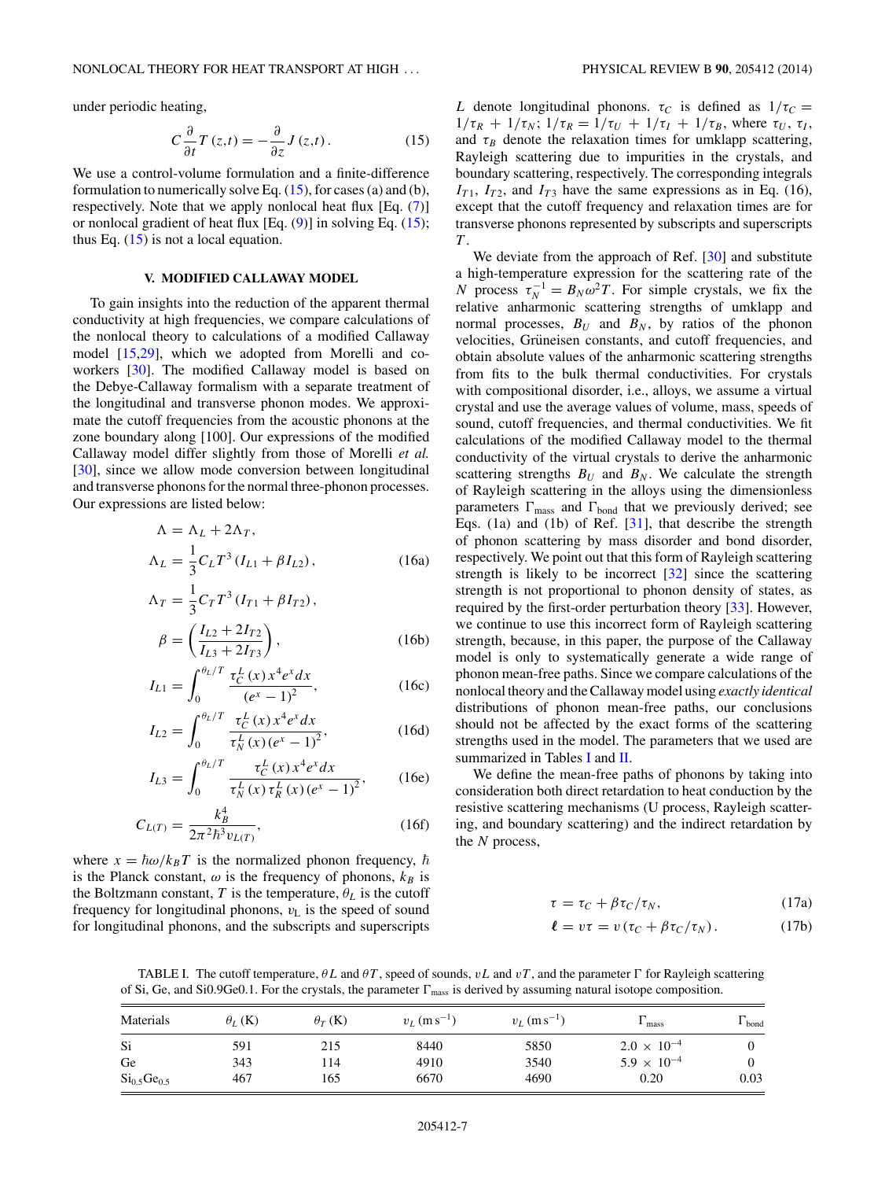under periodic heating,

$$C\frac{\partial}{\partial t}T(z,t) = -\frac{\partial}{\partial z}J(z,t). \tag{15}$$

We use a control-volume formulation and a finite-difference formulation to numerically solve Eq. (15), for cases (a) and (b), respectively. Note that we apply nonlocal heat flux [Eq. (7)] or nonlocal gradient of heat flux [Eq. (9)] in solving Eq. (15); thus Eq. (15) is not a local equation.

## V. MODIFIED CALLAWAY MODEL

To gain insights into the reduction of the apparent thermal conductivity at high frequencies, we compare calculations of the nonlocal theory to calculations of a modified Callaway model [15,29], which we adopted from Morelli and coworkers [30]. The modified Callaway model is based on the Debye-Callaway formalism with a separate treatment of the longitudinal and transverse phonon modes. We approximate the cutoff frequencies from the acoustic phonons at the zone boundary along [100]. Our expressions of the modified Callaway model differ slightly from those of Morelli *et al.* [30], since we allow mode conversion between longitudinal and transverse phonons for the normal three-phonon processes. Our expressions are listed below:

$$\Lambda = \Lambda_L + 2\Lambda_T,$$

$$\Lambda_L = \frac{1}{3}C_L T^3 (I_{L1} + \beta I_{L2}), \tag{16a}$$

$$\Lambda_T = \frac{1}{3}C_T T^3 (I_{T1} + \beta I_{T2}),$$

$$\beta = \left(\frac{I_{L2} + 2I_{T2}}{I_{L3} + 2I_{T3}}\right), \tag{16b}$$

$$I_{L1} = \int_0^{\theta_L/T} \frac{\tau_C^L(x)\, x^4 e^x dx}{(e^x - 1)^2}, \tag{16c}$$

$$I_{L2} = \int_0^{\theta_L/T} \frac{\tau_C^L(x)\, x^4 e^x dx}{\tau_N^L(x)\,(e^x - 1)^2}, \tag{16d}$$

$$I_{L3} = \int_0^{\theta_L/T} \frac{\tau_C^L(x)\, x^4 e^x dx}{\tau_N^L(x)\,\tau_R^L(x)\,(e^x - 1)^2}, \tag{16e}$$

$$C_{L(T)} = \frac{k_B^4}{2\pi^2 \hbar^3 v_{L(T)}}, \tag{16f}$$

where $x = \hbar\omega/k_B T$ is the normalized phonon frequency, $\hbar$ is the Planck constant, $\omega$ is the frequency of phonons, $k_B$ is the Boltzmann constant, $T$ is the temperature, $\theta_L$ is the cutoff frequency for longitudinal phonons, $v_L$ is the speed of sound for longitudinal phonons, and the subscripts and superscripts $L$ denote longitudinal phonons. $\tau_C$ is defined as $1/\tau_C = 1/\tau_R + 1/\tau_N$; $1/\tau_R = 1/\tau_U + 1/\tau_I + 1/\tau_B$, where $\tau_U$, $\tau_I$, and $\tau_B$ denote the relaxation times for umklapp scattering, Rayleigh scattering due to impurities in the crystals, and boundary scattering, respectively. The corresponding integrals $I_{T1}$, $I_{T2}$, and $I_{T3}$ have the same expressions as in Eq. (16), except that the cutoff frequency and relaxation times are for transverse phonons represented by subscripts and superscripts $T$.

We deviate from the approach of Ref. [30] and substitute a high-temperature expression for the scattering rate of the $N$ process $\tau_N^{-1} = B_N\omega^2 T$. For simple crystals, we fix the relative anharmonic scattering strengths of umklapp and normal processes, $B_U$ and $B_N$, by ratios of the phonon velocities, Grüneisen constants, and cutoff frequencies, and obtain absolute values of the anharmonic scattering strengths from fits to the bulk thermal conductivities. For crystals with compositional disorder, i.e., alloys, we assume a virtual crystal and use the average values of volume, mass, speeds of sound, cutoff frequencies, and thermal conductivities. We fit calculations of the modified Callaway model to the thermal conductivity of the virtual crystals to derive the anharmonic scattering strengths $B_U$ and $B_N$. We calculate the strength of Rayleigh scattering in the alloys using the dimensionless parameters $\Gamma_{\text{mass}}$ and $\Gamma_{\text{bond}}$ that we previously derived; see Eqs. (1a) and (1b) of Ref. [31], that describe the strength of phonon scattering by mass disorder and bond disorder, respectively. We point out that this form of Rayleigh scattering strength is likely to be incorrect [32] since the scattering strength is not proportional to phonon density of states, as required by the first-order perturbation theory [33]. However, we continue to use this incorrect form of Rayleigh scattering strength, because, in this paper, the purpose of the Callaway model is only to systematically generate a wide range of phonon mean-free paths. Since we compare calculations of the nonlocal theory and the Callaway model using *exactly identical* distributions of phonon mean-free paths, our conclusions should not be affected by the exact forms of the scattering strengths used in the model. The parameters that we used are summarized in Tables I and II.

We define the mean-free paths of phonons by taking into consideration both direct retardation to heat conduction by the resistive scattering mechanisms (U process, Rayleigh scattering, and boundary scattering) and the indirect retardation by the $N$ process,

$$\tau = \tau_C + \beta\tau_C/\tau_N, \tag{17a}$$

$$\ell = v\tau = v\,(\tau_C + \beta\tau_C/\tau_N). \tag{17b}$$

TABLE I. The cutoff temperature, θL and θT, speed of sounds, vL and vT, and the parameter Γ for Rayleigh scattering of Si, Ge, and Si0.9Ge0.1. For the crystals, the parameter $\Gamma_{\text{mass}}$ is derived by assuming natural isotope composition.

| Materials | $\theta_L$ (K) | $\theta_T$ (K) | $v_L$ (m s$^{-1}$) | $v_L$ (m s$^{-1}$) | $\Gamma_{\text{mass}}$ | $\Gamma_{\text{bond}}$ |
|---|---|---|---|---|---|---|
| Si | 591 | 215 | 8440 | 5850 | $2.0 \times 10^{-4}$ | 0 |
| Ge | 343 | 114 | 4910 | 3540 | $5.9 \times 10^{-4}$ | 0 |
| $Si_{0.5}Ge_{0.5}$ | 467 | 165 | 6670 | 4690 | 0.20 | 0.03 |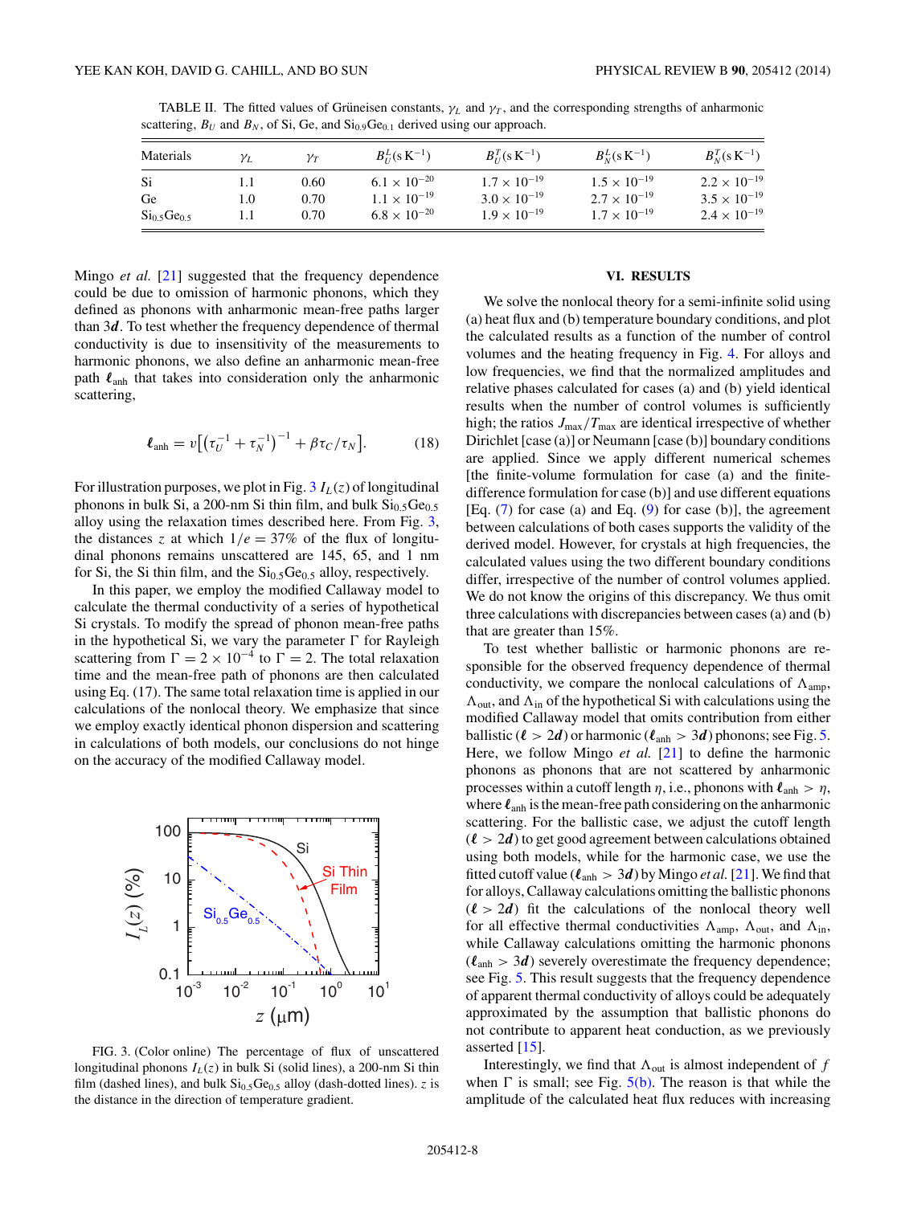TABLE II. The fitted values of Grüneisen constants, $\gamma_L$ and $\gamma_T$, and the corresponding strengths of anharmonic scattering, $B_U$ and $B_N$, of Si, Ge, and $Si_{0.9}Ge_{0.1}$ derived using our approach.

| Materials | $\gamma_L$ | $\gamma_T$ | $B_U^L$(s K$^{-1}$) | $B_U^T$(s K$^{-1}$) | $B_N^L$(s K$^{-1}$) | $B_N^T$(s K$^{-1}$) |
|---|---|---|---|---|---|---|
| Si | 1.1 | 0.60 | $6.1 \times 10^{-20}$ | $1.7 \times 10^{-19}$ | $1.5 \times 10^{-19}$ | $2.2 \times 10^{-19}$ |
| Ge | 1.0 | 0.70 | $1.1 \times 10^{-19}$ | $3.0 \times 10^{-19}$ | $2.7 \times 10^{-19}$ | $3.5 \times 10^{-19}$ |
| $Si_{0.5}Ge_{0.5}$ | 1.1 | 0.70 | $6.8 \times 10^{-20}$ | $1.9 \times 10^{-19}$ | $1.7 \times 10^{-19}$ | $2.4 \times 10^{-19}$ |

Mingo *et al.* [21] suggested that the frequency dependence could be due to omission of harmonic phonons, which they defined as phonons with anharmonic mean-free paths larger than $3\boldsymbol{d}$. To test whether the frequency dependence of thermal conductivity is due to insensitivity of the measurements to harmonic phonons, we also define an anharmonic mean-free path $\boldsymbol{\ell}_{\text{anh}}$ that takes into consideration only the anharmonic scattering,

$$\boldsymbol{\ell}_{\text{anh}} = v\left[\left(\tau_U^{-1} + \tau_N^{-1}\right)^{-1} + \beta \tau_C / \tau_N\right]. \tag{18}$$

For illustration purposes, we plot in Fig. 3 $I_L(z)$ of longitudinal phonons in bulk Si, a 200-nm Si thin film, and bulk $Si_{0.5}Ge_{0.5}$ alloy using the relaxation times described here. From Fig. 3, the distances $z$ at which $1/e = 37\%$ of the flux of longitudinal phonons remains unscattered are 145, 65, and 1 nm for Si, the Si thin film, and the $Si_{0.5}Ge_{0.5}$ alloy, respectively.

In this paper, we employ the modified Callaway model to calculate the thermal conductivity of a series of hypothetical Si crystals. To modify the spread of phonon mean-free paths in the hypothetical Si, we vary the parameter $\Gamma$ for Rayleigh scattering from $\Gamma = 2 \times 10^{-4}$ to $\Gamma = 2$. The total relaxation time and the mean-free path of phonons are then calculated using Eq. (17). The same total relaxation time is applied in our calculations of the nonlocal theory. We emphasize that since we employ exactly identical phonon dispersion and scattering in calculations of both models, our conclusions do not hinge on the accuracy of the modified Callaway model.

FIG. 3. (Color online) The percentage of flux of unscattered longitudinal phonons $I_L(z)$ in bulk Si (solid lines), a 200-nm Si thin film (dashed lines), and bulk $Si_{0.5}Ge_{0.5}$ alloy (dash-dotted lines). $z$ is the distance in the direction of temperature gradient.

## VI. RESULTS

We solve the nonlocal theory for a semi-infinite solid using (a) heat flux and (b) temperature boundary conditions, and plot the calculated results as a function of the number of control volumes and the heating frequency in Fig. 4. For alloys and low frequencies, we find that the normalized amplitudes and relative phases calculated for cases (a) and (b) yield identical results when the number of control volumes is sufficiently high; the ratios $J_{\max}/T_{\max}$ are identical irrespective of whether Dirichlet [case (a)] or Neumann [case (b)] boundary conditions are applied. Since we apply different numerical schemes [the finite-volume formulation for case (a) and the finite-difference formulation for case (b)] and use different equations [Eq. (7) for case (a) and Eq. (9) for case (b)], the agreement between calculations of both cases supports the validity of the derived model. However, for crystals at high frequencies, the calculated values using the two different boundary conditions differ, irrespective of the number of control volumes applied. We do not know the origins of this discrepancy. We thus omit three calculations with discrepancies between cases (a) and (b) that are greater than 15%.

To test whether ballistic or harmonic phonons are responsible for the observed frequency dependence of thermal conductivity, we compare the nonlocal calculations of $\Lambda_{\text{amp}}$, $\Lambda_{\text{out}}$, and $\Lambda_{\text{in}}$ of the hypothetical Si with calculations using the modified Callaway model that omits contribution from either ballistic ($\boldsymbol{\ell} > 2\boldsymbol{d}$) or harmonic ($\boldsymbol{\ell}_{\text{anh}} > 3\boldsymbol{d}$) phonons; see Fig. 5. Here, we follow Mingo *et al.* [21] to define the harmonic phonons as phonons that are not scattered by anharmonic processes within a cutoff length $\eta$, i.e., phonons with $\boldsymbol{\ell}_{\text{anh}} > \eta$, where $\boldsymbol{\ell}_{\text{anh}}$ is the mean-free path considering on the anharmonic scattering. For the ballistic case, we adjust the cutoff length ($\boldsymbol{\ell} > 2\boldsymbol{d}$) to get good agreement between calculations obtained using both models, while for the harmonic case, we use the fitted cutoff value ($\boldsymbol{\ell}_{\text{anh}} > 3\boldsymbol{d}$) by Mingo *et al.* [21]. We find that for alloys, Callaway calculations omitting the ballistic phonons ($\boldsymbol{\ell} > 2\boldsymbol{d}$) fit the calculations of the nonlocal theory well for all effective thermal conductivities $\Lambda_{\text{amp}}$, $\Lambda_{\text{out}}$, and $\Lambda_{\text{in}}$, while Callaway calculations omitting the harmonic phonons ($\boldsymbol{\ell}_{\text{anh}} > 3\boldsymbol{d}$) severely overestimate the frequency dependence; see Fig. 5. This result suggests that the frequency dependence of apparent thermal conductivity of alloys could be adequately approximated by the assumption that ballistic phonons do not contribute to apparent heat conduction, as we previously asserted [15].

Interestingly, we find that $\Lambda_{\text{out}}$ is almost independent of $f$ when $\Gamma$ is small; see Fig. 5(b). The reason is that while the amplitude of the calculated heat flux reduces with increasing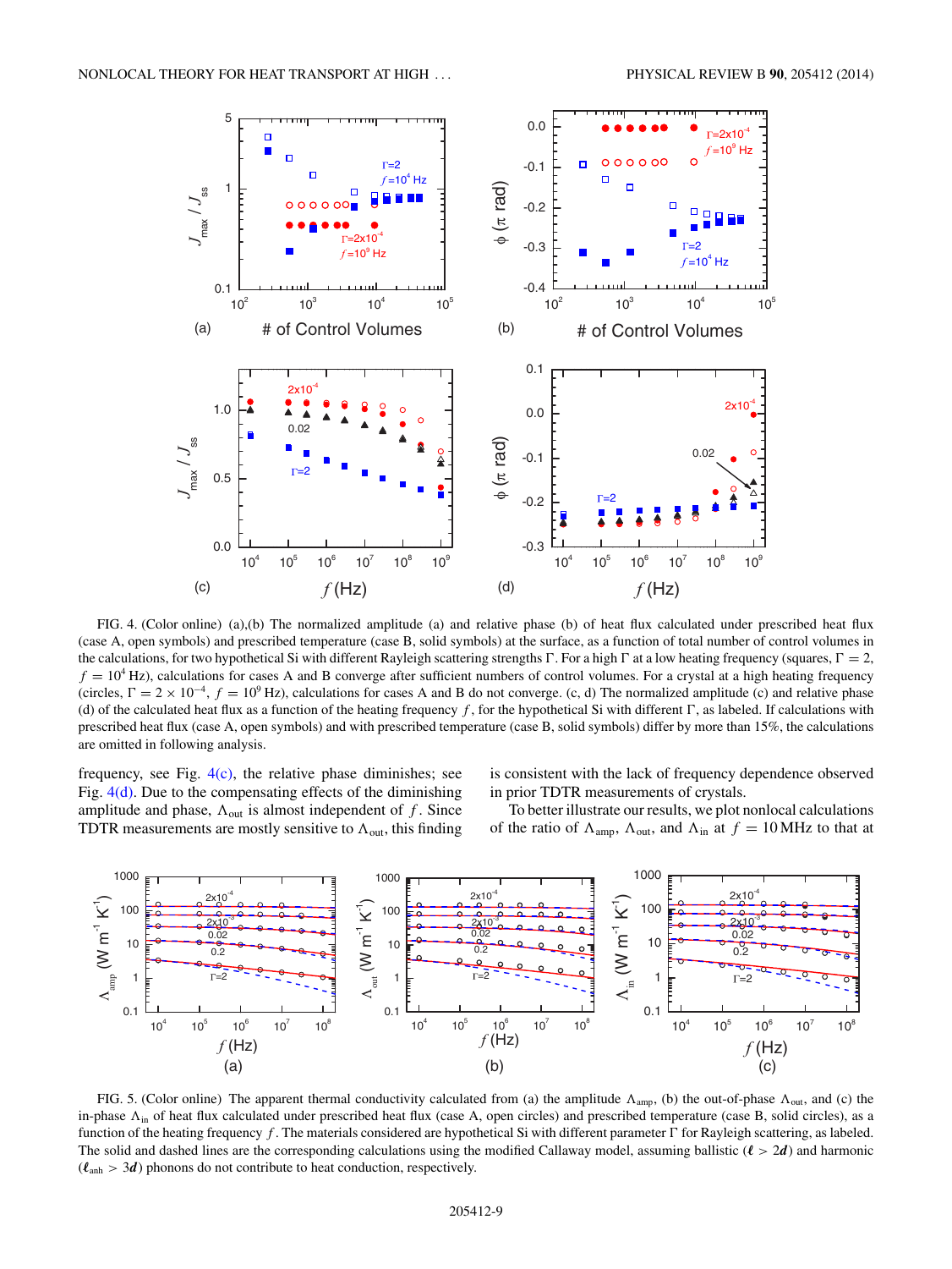FIG. 4. (Color online) (a),(b) The normalized amplitude (a) and relative phase (b) of heat flux calculated under prescribed heat flux (case A, open symbols) and prescribed temperature (case B, solid symbols) at the surface, as a function of total number of control volumes in the calculations, for two hypothetical Si with different Rayleigh scattering strengths $\Gamma$. For a high $\Gamma$ at a low heating frequency (squares, $\Gamma = 2$, $f = 10^4$ Hz), calculations for cases A and B converge after sufficient numbers of control volumes. For a crystal at a high heating frequency (circles, $\Gamma = 2 \times 10^{-4}$, $f = 10^9$ Hz), calculations for cases A and B do not converge. (c, d) The normalized amplitude (c) and relative phase (d) of the calculated heat flux as a function of the heating frequency $f$, for the hypothetical Si with different $\Gamma$, as labeled. If calculations with prescribed heat flux (case A, open symbols) and with prescribed temperature (case B, solid symbols) differ by more than 15%, the calculations are omitted in following analysis.

frequency, see Fig. 4(c), the relative phase diminishes; see Fig. 4(d). Due to the compensating effects of the diminishing amplitude and phase, $\Lambda_{out}$ is almost independent of $f$. Since TDTR measurements are mostly sensitive to $\Lambda_{out}$, this finding is consistent with the lack of frequency dependence observed in prior TDTR measurements of crystals.

To better illustrate our results, we plot nonlocal calculations of the ratio of $\Lambda_{amp}$, $\Lambda_{out}$, and $\Lambda_{in}$ at $f = 10$ MHz to that at

FIG. 5. (Color online) The apparent thermal conductivity calculated from (a) the amplitude $\Lambda_{amp}$, (b) the out-of-phase $\Lambda_{out}$, and (c) the in-phase $\Lambda_{in}$ of heat flux calculated under prescribed heat flux (case A, open circles) and prescribed temperature (case B, solid circles), as a function of the heating frequency $f$. The materials considered are hypothetical Si with different parameter $\Gamma$ for Rayleigh scattering, as labeled. The solid and dashed lines are the corresponding calculations using the modified Callaway model, assuming ballistic ($\boldsymbol{\ell} > 2\boldsymbol{d}$) and harmonic ($\boldsymbol{\ell}_{anh} > 3\boldsymbol{d}$) phonons do not contribute to heat conduction, respectively.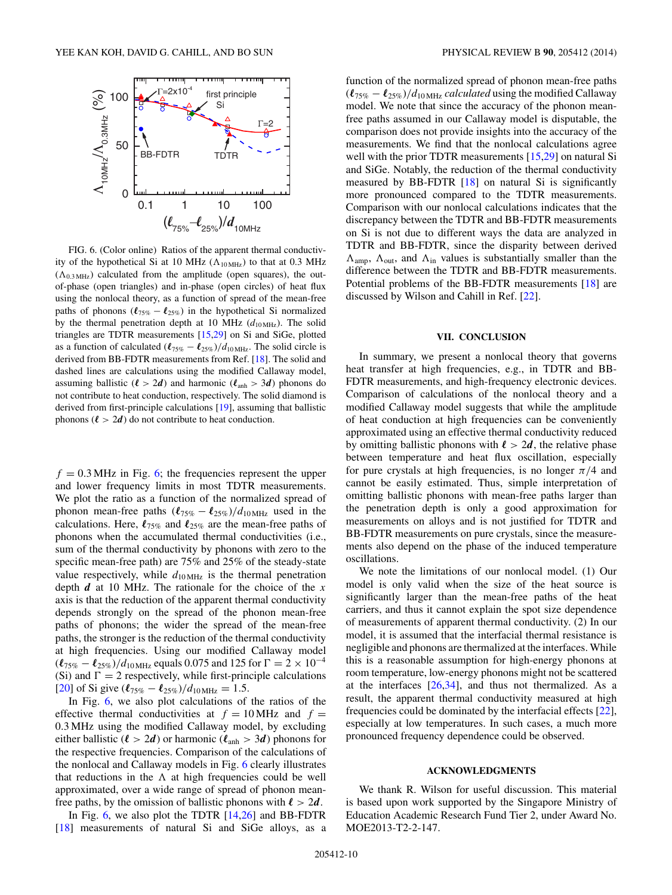FIG. 6. (Color online) Ratios of the apparent thermal conductivity of the hypothetical Si at 10 MHz ($\Lambda_{10\,\mathrm{MHz}}$) to that at 0.3 MHz ($\Lambda_{0.3\,\mathrm{MHz}}$) calculated from the amplitude (open squares), the out-of-phase (open triangles) and in-phase (open circles) of heat flux using the nonlocal theory, as a function of spread of the mean-free paths of phonons ($\ell_{75\%} - \ell_{25\%}$) in the hypothetical Si normalized by the thermal penetration depth at 10 MHz ($d_{10\,\mathrm{MHz}}$). The solid triangles are TDTR measurements [15,29] on Si and SiGe, plotted as a function of calculated $(\ell_{75\%} - \ell_{25\%})/d_{10\,\mathrm{MHz}}$. The solid circle is derived from BB-FDTR measurements from Ref. [18]. The solid and dashed lines are calculations using the modified Callaway model, assuming ballistic ($\ell > 2d$) and harmonic ($\ell_{\mathrm{anh}} > 3d$) phonons do not contribute to heat conduction, respectively. The solid diamond is derived from first-principle calculations [19], assuming that ballistic phonons ($\ell > 2d$) do not contribute to heat conduction.

$f = 0.3$ MHz in Fig. 6; the frequencies represent the upper and lower frequency limits in most TDTR measurements. We plot the ratio as a function of the normalized spread of phonon mean-free paths $(\ell_{75\%} - \ell_{25\%})/d_{10\,\mathrm{MHz}}$ used in the calculations. Here, $\ell_{75\%}$ and $\ell_{25\%}$ are the mean-free paths of phonons when the accumulated thermal conductivities (i.e., sum of the thermal conductivity by phonons with zero to the specific mean-free path) are 75% and 25% of the steady-state value respectively, while $d_{10\,\mathrm{MHz}}$ is the thermal penetration depth $\boldsymbol{d}$ at 10 MHz. The rationale for the choice of the $x$ axis is that the reduction of the apparent thermal conductivity depends strongly on the spread of the phonon mean-free paths of phonons; the wider the spread of the mean-free paths, the stronger is the reduction of the thermal conductivity at high frequencies. Using our modified Callaway model $(\ell_{75\%} - \ell_{25\%})/d_{10\,\mathrm{MHz}}$ equals 0.075 and 125 for $\Gamma = 2 \times 10^{-4}$ (Si) and $\Gamma = 2$ respectively, while first-principle calculations [20] of Si give $(\ell_{75\%} - \ell_{25\%})/d_{10\,\mathrm{MHz}} = 1.5$.

In Fig. 6, we also plot calculations of the ratios of the effective thermal conductivities at $f = 10$ MHz and $f = 0.3$ MHz using the modified Callaway model, by excluding either ballistic ($\ell > 2\boldsymbol{d}$) or harmonic ($\ell_{\mathrm{anh}} > 3\boldsymbol{d}$) phonons for the respective frequencies. Comparison of the calculations of the nonlocal and Callaway models in Fig. 6 clearly illustrates that reductions in the $\Lambda$ at high frequencies could be well approximated, over a wide range of spread of phonon mean-free paths, by the omission of ballistic phonons with $\ell > 2\boldsymbol{d}$.

In Fig. 6, we also plot the TDTR [14,26] and BB-FDTR [18] measurements of natural Si and SiGe alloys, as a function of the normalized spread of phonon mean-free paths $(\ell_{75\%} - \ell_{25\%})/d_{10\,\mathrm{MHz}}$ *calculated* using the modified Callaway model. We note that since the accuracy of the phonon mean-free paths assumed in our Callaway model is disputable, the comparison does not provide insights into the accuracy of the measurements. We find that the nonlocal calculations agree well with the prior TDTR measurements [15,29] on natural Si and SiGe. Notably, the reduction of the thermal conductivity measured by BB-FDTR [18] on natural Si is significantly more pronounced compared to the TDTR measurements. Comparison with our nonlocal calculations indicates that the discrepancy between the TDTR and BB-FDTR measurements on Si is not due to different ways the data are analyzed in TDTR and BB-FDTR, since the disparity between derived $\Lambda_{\mathrm{amp}}$, $\Lambda_{\mathrm{out}}$, and $\Lambda_{\mathrm{in}}$ values is substantially smaller than the difference between the TDTR and BB-FDTR measurements. Potential problems of the BB-FDTR measurements [18] are discussed by Wilson and Cahill in Ref. [22].

## VII. CONCLUSION

In summary, we present a nonlocal theory that governs heat transfer at high frequencies, e.g., in TDTR and BB-FDTR measurements, and high-frequency electronic devices. Comparison of calculations of the nonlocal theory and a modified Callaway model suggests that while the amplitude of heat conduction at high frequencies can be conveniently approximated using an effective thermal conductivity reduced by omitting ballistic phonons with $\ell > 2\boldsymbol{d}$, the relative phase between temperature and heat flux oscillation, especially for pure crystals at high frequencies, is no longer $\pi/4$ and cannot be easily estimated. Thus, simple interpretation of omitting ballistic phonons with mean-free paths larger than the penetration depth is only a good approximation for measurements on alloys and is not justified for TDTR and BB-FDTR measurements on pure crystals, since the measurements also depend on the phase of the induced temperature oscillations.

We note the limitations of our nonlocal model. (1) Our model is only valid when the size of the heat source is significantly larger than the mean-free paths of the heat carriers, and thus it cannot explain the spot size dependence of measurements of apparent thermal conductivity. (2) In our model, it is assumed that the interfacial thermal resistance is negligible and phonons are thermalized at the interfaces. While this is a reasonable assumption for high-energy phonons at room temperature, low-energy phonons might not be scattered at the interfaces [26,34], and thus not thermalized. As a result, the apparent thermal conductivity measured at high frequencies could be dominated by the interfacial effects [22], especially at low temperatures. In such cases, a much more pronounced frequency dependence could be observed.

### ACKNOWLEDGMENTS

We thank R. Wilson for useful discussion. This material is based upon work supported by the Singapore Ministry of Education Academic Research Fund Tier 2, under Award No. MOE2013-T2-2-147.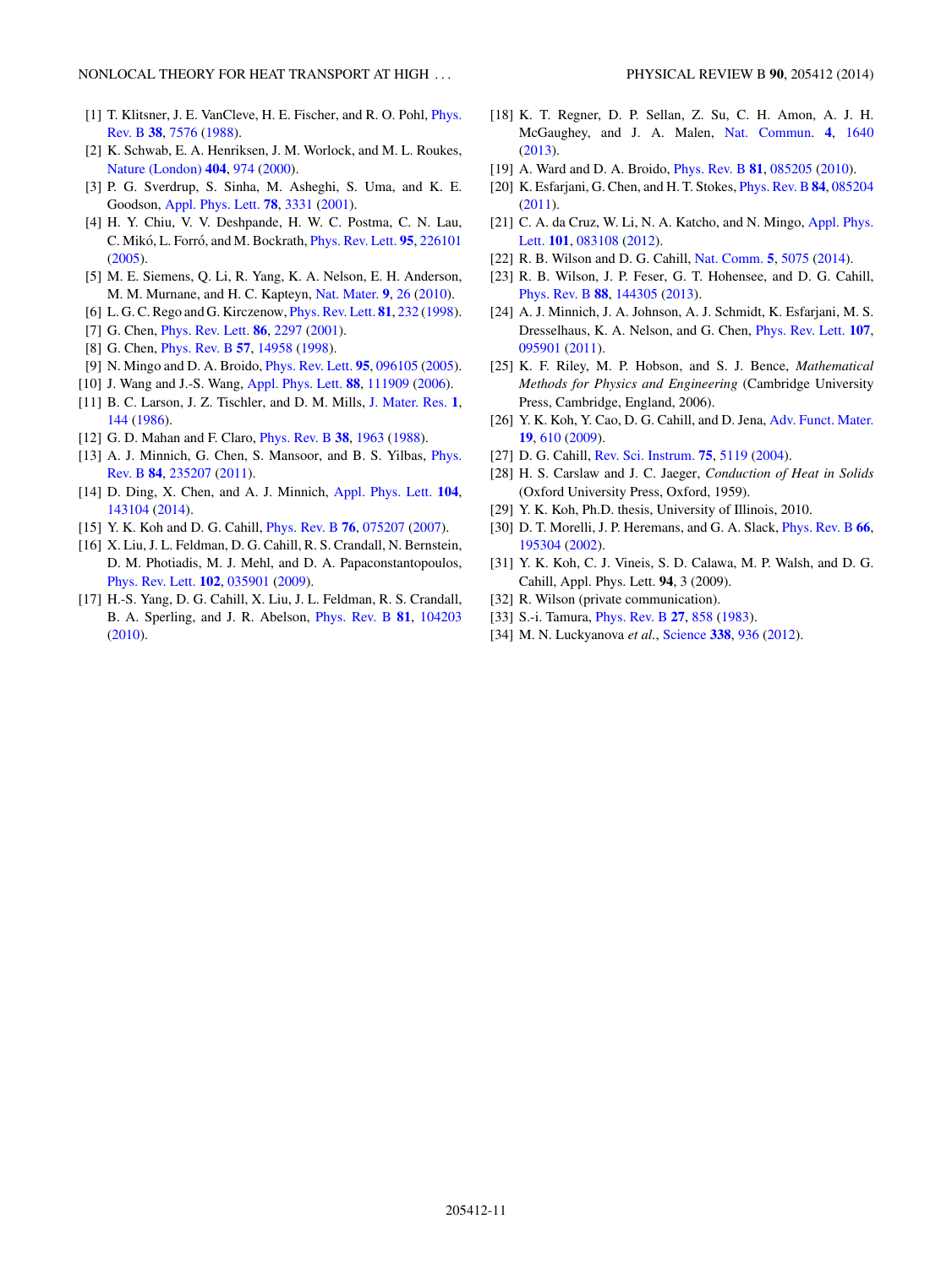[1] T. Klitsner, J. E. VanCleve, H. E. Fischer, and R. O. Pohl, Phys. Rev. B **38**, 7576 (1988).

[2] K. Schwab, E. A. Henriksen, J. M. Worlock, and M. L. Roukes, Nature (London) **404**, 974 (2000).

[3] P. G. Sverdrup, S. Sinha, M. Asheghi, S. Uma, and K. E. Goodson, Appl. Phys. Lett. **78**, 3331 (2001).

[4] H. Y. Chiu, V. V. Deshpande, H. W. C. Postma, C. N. Lau, C. Mikó, L. Forró, and M. Bockrath, Phys. Rev. Lett. **95**, 226101 (2005).

[5] M. E. Siemens, Q. Li, R. Yang, K. A. Nelson, E. H. Anderson, M. M. Murnane, and H. C. Kapteyn, Nat. Mater. **9**, 26 (2010).

[6] L. G. C. Rego and G. Kirczenow, Phys. Rev. Lett. **81**, 232 (1998).

[7] G. Chen, Phys. Rev. Lett. **86**, 2297 (2001).

[8] G. Chen, Phys. Rev. B **57**, 14958 (1998).

[9] N. Mingo and D. A. Broido, Phys. Rev. Lett. **95**, 096105 (2005).

[10] J. Wang and J.-S. Wang, Appl. Phys. Lett. **88**, 111909 (2006).

[11] B. C. Larson, J. Z. Tischler, and D. M. Mills, J. Mater. Res. **1**, 144 (1986).

[12] G. D. Mahan and F. Claro, Phys. Rev. B **38**, 1963 (1988).

[13] A. J. Minnich, G. Chen, S. Mansoor, and B. S. Yilbas, Phys. Rev. B **84**, 235207 (2011).

[14] D. Ding, X. Chen, and A. J. Minnich, Appl. Phys. Lett. **104**, 143104 (2014).

[15] Y. K. Koh and D. G. Cahill, Phys. Rev. B **76**, 075207 (2007).

[16] X. Liu, J. L. Feldman, D. G. Cahill, R. S. Crandall, N. Bernstein, D. M. Photiadis, M. J. Mehl, and D. A. Papaconstantopoulos, Phys. Rev. Lett. **102**, 035901 (2009).

[17] H.-S. Yang, D. G. Cahill, X. Liu, J. L. Feldman, R. S. Crandall, B. A. Sperling, and J. R. Abelson, Phys. Rev. B **81**, 104203 (2010).

[18] K. T. Regner, D. P. Sellan, Z. Su, C. H. Amon, A. J. H. McGaughey, and J. A. Malen, Nat. Commun. **4**, 1640 (2013).

[19] A. Ward and D. A. Broido, Phys. Rev. B **81**, 085205 (2010).

[20] K. Esfarjani, G. Chen, and H. T. Stokes, Phys. Rev. B **84**, 085204 (2011).

[21] C. A. da Cruz, W. Li, N. A. Katcho, and N. Mingo, Appl. Phys. Lett. **101**, 083108 (2012).

[22] R. B. Wilson and D. G. Cahill, Nat. Comm. **5**, 5075 (2014).

[23] R. B. Wilson, J. P. Feser, G. T. Hohensee, and D. G. Cahill, Phys. Rev. B **88**, 144305 (2013).

[24] A. J. Minnich, J. A. Johnson, A. J. Schmidt, K. Esfarjani, M. S. Dresselhaus, K. A. Nelson, and G. Chen, Phys. Rev. Lett. **107**, 095901 (2011).

[25] K. F. Riley, M. P. Hobson, and S. J. Bence, *Mathematical Methods for Physics and Engineering* (Cambridge University Press, Cambridge, England, 2006).

[26] Y. K. Koh, Y. Cao, D. G. Cahill, and D. Jena, Adv. Funct. Mater. **19**, 610 (2009).

[27] D. G. Cahill, Rev. Sci. Instrum. **75**, 5119 (2004).

[28] H. S. Carslaw and J. C. Jaeger, *Conduction of Heat in Solids* (Oxford University Press, Oxford, 1959).

[29] Y. K. Koh, Ph.D. thesis, University of Illinois, 2010.

[30] D. T. Morelli, J. P. Heremans, and G. A. Slack, Phys. Rev. B **66**, 195304 (2002).

[31] Y. K. Koh, C. J. Vineis, S. D. Calawa, M. P. Walsh, and D. G. Cahill, Appl. Phys. Lett. **94**, 3 (2009).

[32] R. Wilson (private communication).

[33] S.-i. Tamura, Phys. Rev. B **27**, 858 (1983).

[34] M. N. Luckyanova *et al.*, Science **338**, 936 (2012).